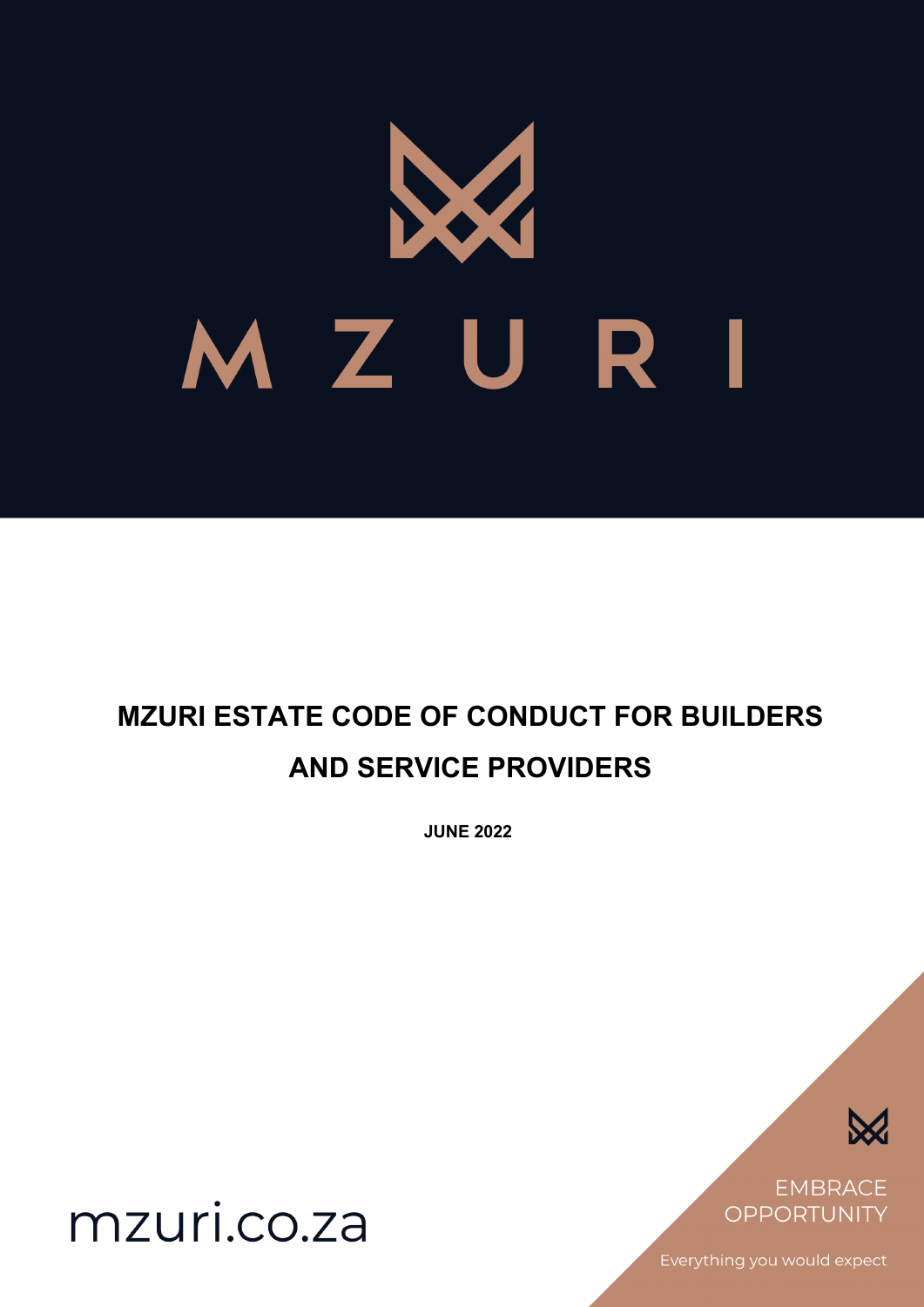# MZURI

# MZURI ESTATE CODE OF CONDUCT FOR BUILDERS AND SERVICE PROVIDERS

**JUNE 2022**

mzuri.co.za

EMBRACE OPPORTUNITY

Everything you would expect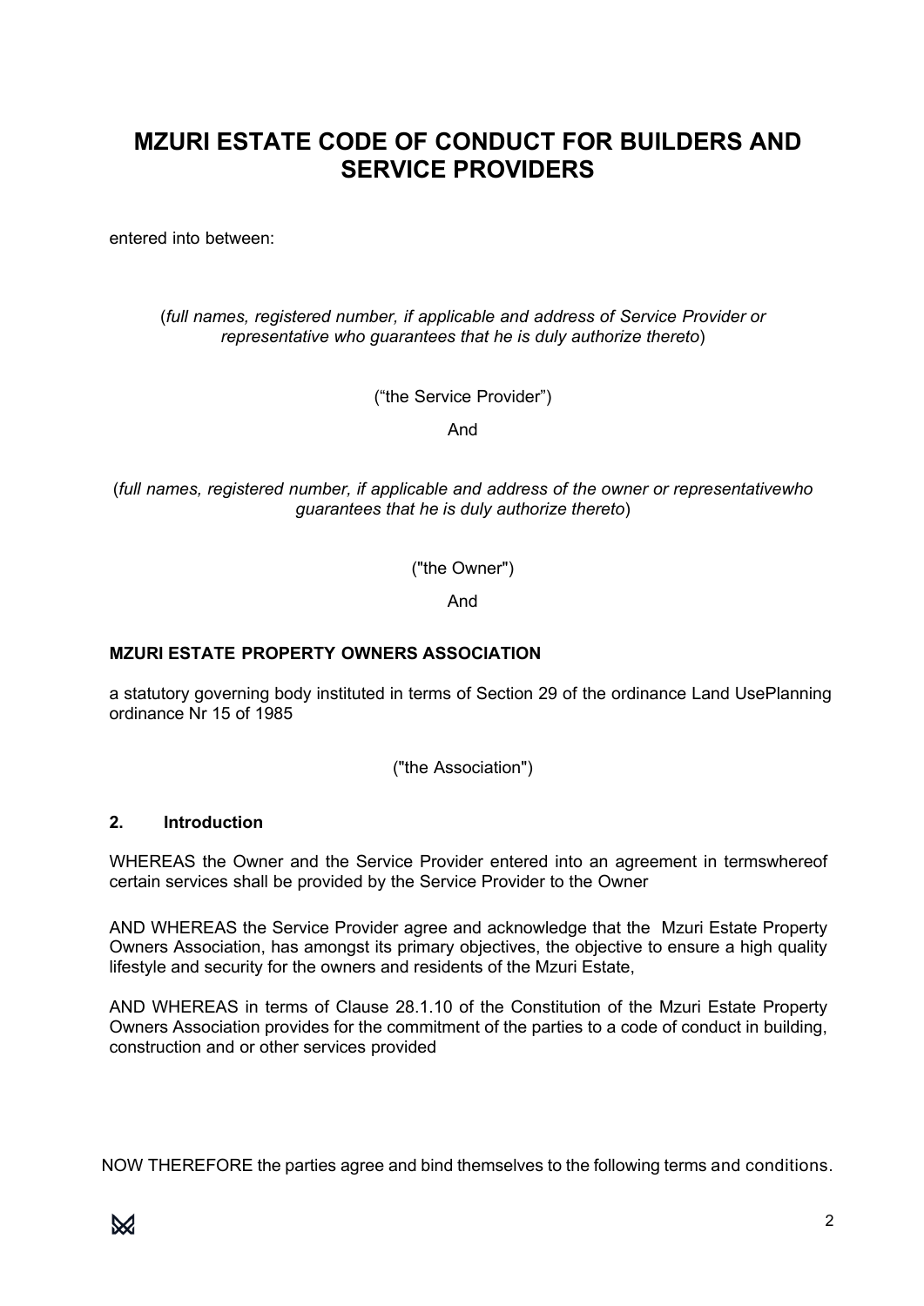# MZURI ESTATE CODE OF CONDUCT FOR BUILDERS AND SERVICE PROVIDERS

entered into between:

(*full names, registered number, if applicable and address of Service Provider or representative who guarantees that he is duly authorize thereto*)

("the Service Provider")

And

(*full names, registered number, if applicable and address of the owner or representativewho guarantees that he is duly authorize thereto*)

("the Owner")

And

**MZURI ESTATE PROPERTY OWNERS ASSOCIATION**

a statutory governing body instituted in terms of Section 29 of the ordinance Land UsePlanning ordinance Nr 15 of 1985

("the Association")

## 2. Introduction

WHEREAS the Owner and the Service Provider entered into an agreement in termswhereof certain services shall be provided by the Service Provider to the Owner

AND WHEREAS the Service Provider agree and acknowledge that the Mzuri Estate Property Owners Association, has amongst its primary objectives, the objective to ensure a high quality lifestyle and security for the owners and residents of the Mzuri Estate,

AND WHEREAS in terms of Clause 28.1.10 of the Constitution of the Mzuri Estate Property Owners Association provides for the commitment of the parties to a code of conduct in building, construction and or other services provided

NOW THEREFORE the parties agree and bind themselves to the following terms and conditions.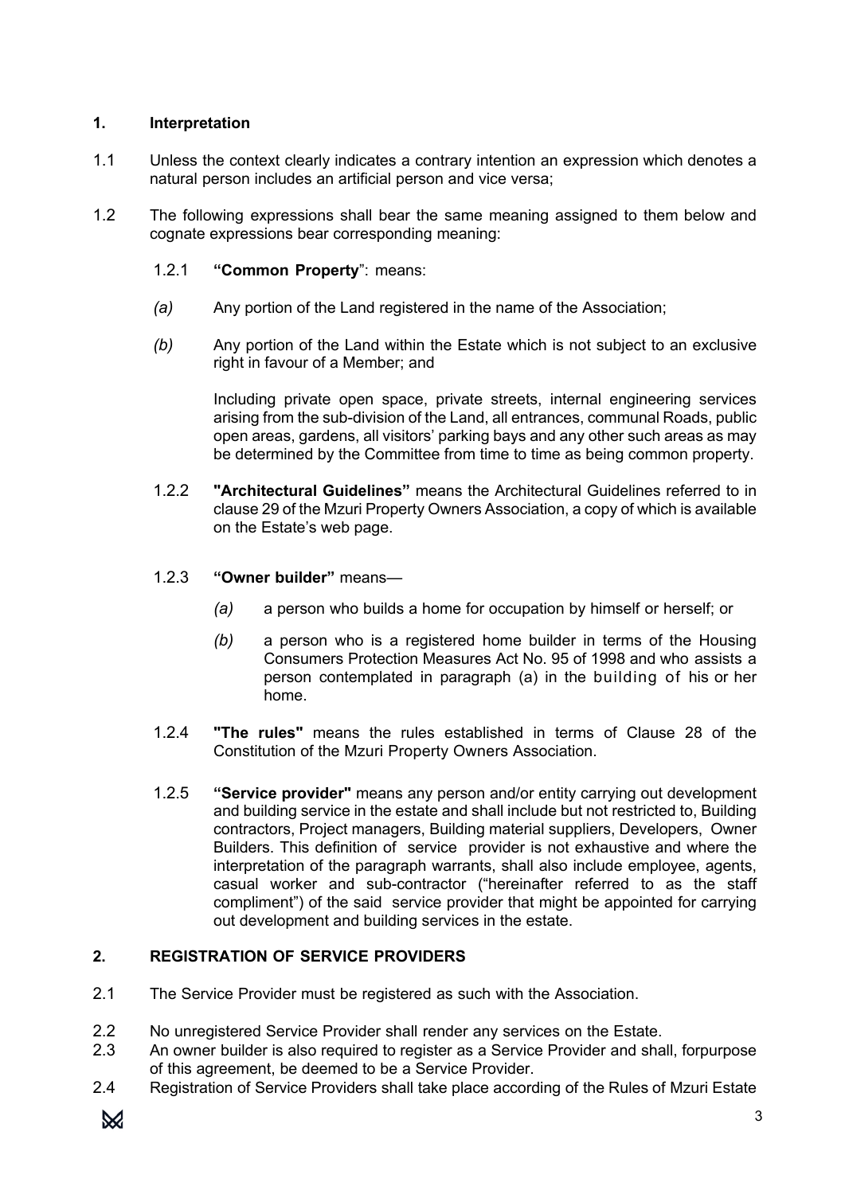## 1. Interpretation

1.1 Unless the context clearly indicates a contrary intention an expression which denotes a natural person includes an artificial person and vice versa;

1.2 The following expressions shall bear the same meaning assigned to them below and cognate expressions bear corresponding meaning:

1.2.1 **"Common Property**": means:

*(a)* Any portion of the Land registered in the name of the Association;

*(b)* Any portion of the Land within the Estate which is not subject to an exclusive right in favour of a Member; and

Including private open space, private streets, internal engineering services arising from the sub-division of the Land, all entrances, communal Roads, public open areas, gardens, all visitors' parking bays and any other such areas as may be determined by the Committee from time to time as being common property.

1.2.2 **"Architectural Guidelines"** means the Architectural Guidelines referred to in clause 29 of the Mzuri Property Owners Association, a copy of which is available on the Estate's web page.

1.2.3 **"Owner builder"** means—

*(a)* a person who builds a home for occupation by himself or herself; or

*(b)* a person who is a registered home builder in terms of the Housing Consumers Protection Measures Act No. 95 of 1998 and who assists a person contemplated in paragraph (a) in the building of his or her home.

1.2.4 **"The rules"** means the rules established in terms of Clause 28 of the Constitution of the Mzuri Property Owners Association.

1.2.5 **"Service provider"** means any person and/or entity carrying out development and building service in the estate and shall include but not restricted to, Building contractors, Project managers, Building material suppliers, Developers, Owner Builders. This definition of service provider is not exhaustive and where the interpretation of the paragraph warrants, shall also include employee, agents, casual worker and sub-contractor ("hereinafter referred to as the staff compliment") of the said service provider that might be appointed for carrying out development and building services in the estate.

## 2. REGISTRATION OF SERVICE PROVIDERS

2.1 The Service Provider must be registered as such with the Association.

2.2 No unregistered Service Provider shall render any services on the Estate.

2.3 An owner builder is also required to register as a Service Provider and shall, forpurpose of this agreement, be deemed to be a Service Provider.

2.4 Registration of Service Providers shall take place according of the Rules of Mzuri Estate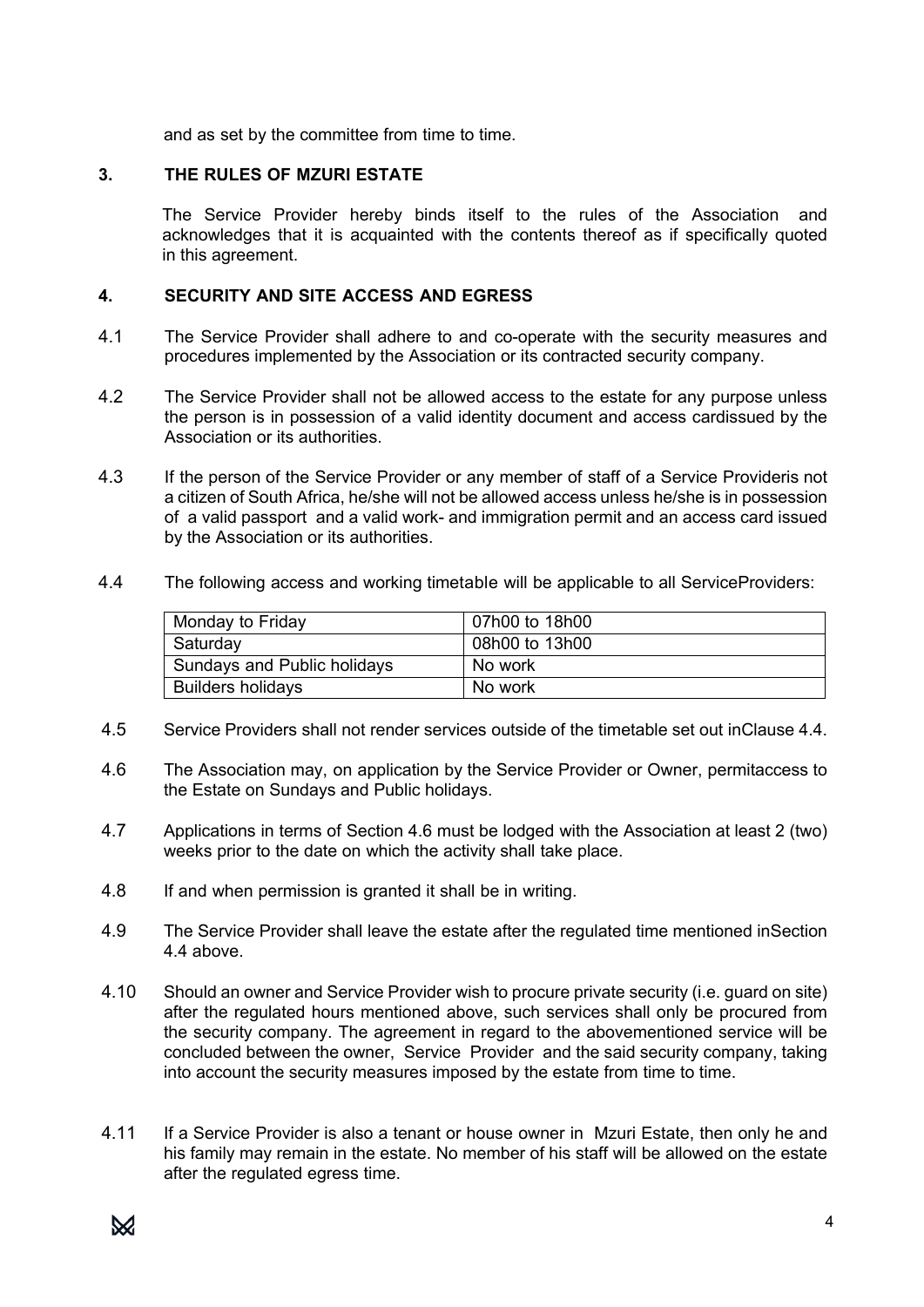and as set by the committee from time to time.

## 3. THE RULES OF MZURI ESTATE

The Service Provider hereby binds itself to the rules of the Association and acknowledges that it is acquainted with the contents thereof as if specifically quoted in this agreement.

## 4. SECURITY AND SITE ACCESS AND EGRESS

4.1 The Service Provider shall adhere to and co-operate with the security measures and procedures implemented by the Association or its contracted security company.

4.2 The Service Provider shall not be allowed access to the estate for any purpose unless the person is in possession of a valid identity document and access cardissued by the Association or its authorities.

4.3 If the person of the Service Provider or any member of staff of a Service Provideris not a citizen of South Africa, he/she will not be allowed access unless he/she is in possession of a valid passport and a valid work- and immigration permit and an access card issued by the Association or its authorities.

4.4 The following access and working timetable will be applicable to all ServiceProviders:

| | |
|---|---|
| Monday to Friday | 07h00 to 18h00 |
| Saturday | 08h00 to 13h00 |
| Sundays and Public holidays | No work |
| Builders holidays | No work |

4.5 Service Providers shall not render services outside of the timetable set out inClause 4.4.

4.6 The Association may, on application by the Service Provider or Owner, permitaccess to the Estate on Sundays and Public holidays.

4.7 Applications in terms of Section 4.6 must be lodged with the Association at least 2 (two) weeks prior to the date on which the activity shall take place.

4.8 If and when permission is granted it shall be in writing.

4.9 The Service Provider shall leave the estate after the regulated time mentioned inSection 4.4 above.

4.10 Should an owner and Service Provider wish to procure private security (i.e. guard on site) after the regulated hours mentioned above, such services shall only be procured from the security company. The agreement in regard to the abovementioned service will be concluded between the owner, Service Provider and the said security company, taking into account the security measures imposed by the estate from time to time.

4.11 If a Service Provider is also a tenant or house owner in Mzuri Estate, then only he and his family may remain in the estate. No member of his staff will be allowed on the estate after the regulated egress time.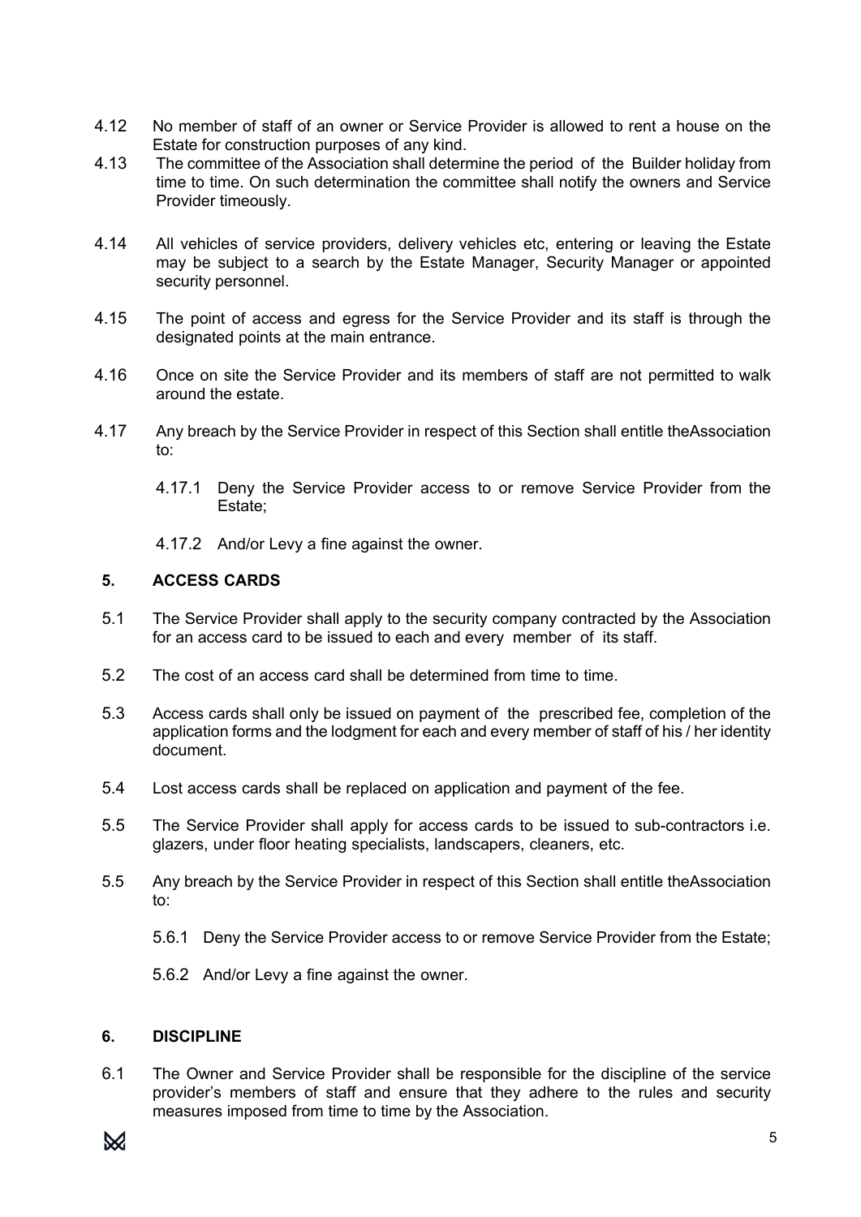4.12 No member of staff of an owner or Service Provider is allowed to rent a house on the Estate for construction purposes of any kind.

4.13 The committee of the Association shall determine the period of the Builder holiday from time to time. On such determination the committee shall notify the owners and Service Provider timeously.

4.14 All vehicles of service providers, delivery vehicles etc, entering or leaving the Estate may be subject to a search by the Estate Manager, Security Manager or appointed security personnel.

4.15 The point of access and egress for the Service Provider and its staff is through the designated points at the main entrance.

4.16 Once on site the Service Provider and its members of staff are not permitted to walk around the estate.

4.17 Any breach by the Service Provider in respect of this Section shall entitle theAssociation to:

4.17.1 Deny the Service Provider access to or remove Service Provider from the Estate;

4.17.2 And/or Levy a fine against the owner.

## 5. ACCESS CARDS

5.1 The Service Provider shall apply to the security company contracted by the Association for an access card to be issued to each and every member of its staff.

5.2 The cost of an access card shall be determined from time to time.

5.3 Access cards shall only be issued on payment of the prescribed fee, completion of the application forms and the lodgment for each and every member of staff of his / her identity document.

5.4 Lost access cards shall be replaced on application and payment of the fee.

5.5 The Service Provider shall apply for access cards to be issued to sub-contractors i.e. glazers, under floor heating specialists, landscapers, cleaners, etc.

5.5 Any breach by the Service Provider in respect of this Section shall entitle theAssociation to:

5.6.1 Deny the Service Provider access to or remove Service Provider from the Estate;

5.6.2 And/or Levy a fine against the owner.

## 6. DISCIPLINE

6.1 The Owner and Service Provider shall be responsible for the discipline of the service provider's members of staff and ensure that they adhere to the rules and security measures imposed from time to time by the Association.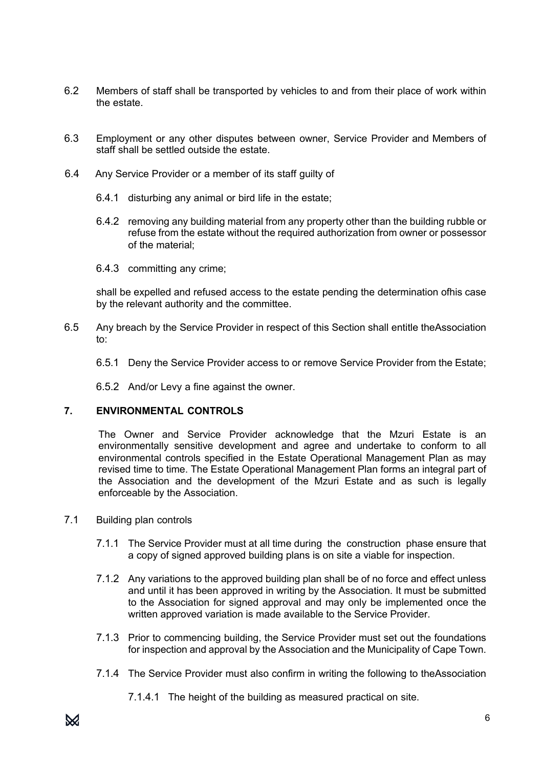6.2 Members of staff shall be transported by vehicles to and from their place of work within the estate.

6.3 Employment or any other disputes between owner, Service Provider and Members of staff shall be settled outside the estate.

6.4 Any Service Provider or a member of its staff guilty of

6.4.1 disturbing any animal or bird life in the estate;

6.4.2 removing any building material from any property other than the building rubble or refuse from the estate without the required authorization from owner or possessor of the material;

6.4.3 committing any crime;

shall be expelled and refused access to the estate pending the determination ofhis case by the relevant authority and the committee.

6.5 Any breach by the Service Provider in respect of this Section shall entitle theAssociation to:

6.5.1 Deny the Service Provider access to or remove Service Provider from the Estate;

6.5.2 And/or Levy a fine against the owner.

## 7. ENVIRONMENTAL CONTROLS

The Owner and Service Provider acknowledge that the Mzuri Estate is an environmentally sensitive development and agree and undertake to conform to all environmental controls specified in the Estate Operational Management Plan as may revised time to time. The Estate Operational Management Plan forms an integral part of the Association and the development of the Mzuri Estate and as such is legally enforceable by the Association.

7.1 Building plan controls

7.1.1 The Service Provider must at all time during the construction phase ensure that a copy of signed approved building plans is on site a viable for inspection.

7.1.2 Any variations to the approved building plan shall be of no force and effect unless and until it has been approved in writing by the Association. It must be submitted to the Association for signed approval and may only be implemented once the written approved variation is made available to the Service Provider.

7.1.3 Prior to commencing building, the Service Provider must set out the foundations for inspection and approval by the Association and the Municipality of Cape Town.

7.1.4 The Service Provider must also confirm in writing the following to theAssociation

7.1.4.1 The height of the building as measured practical on site.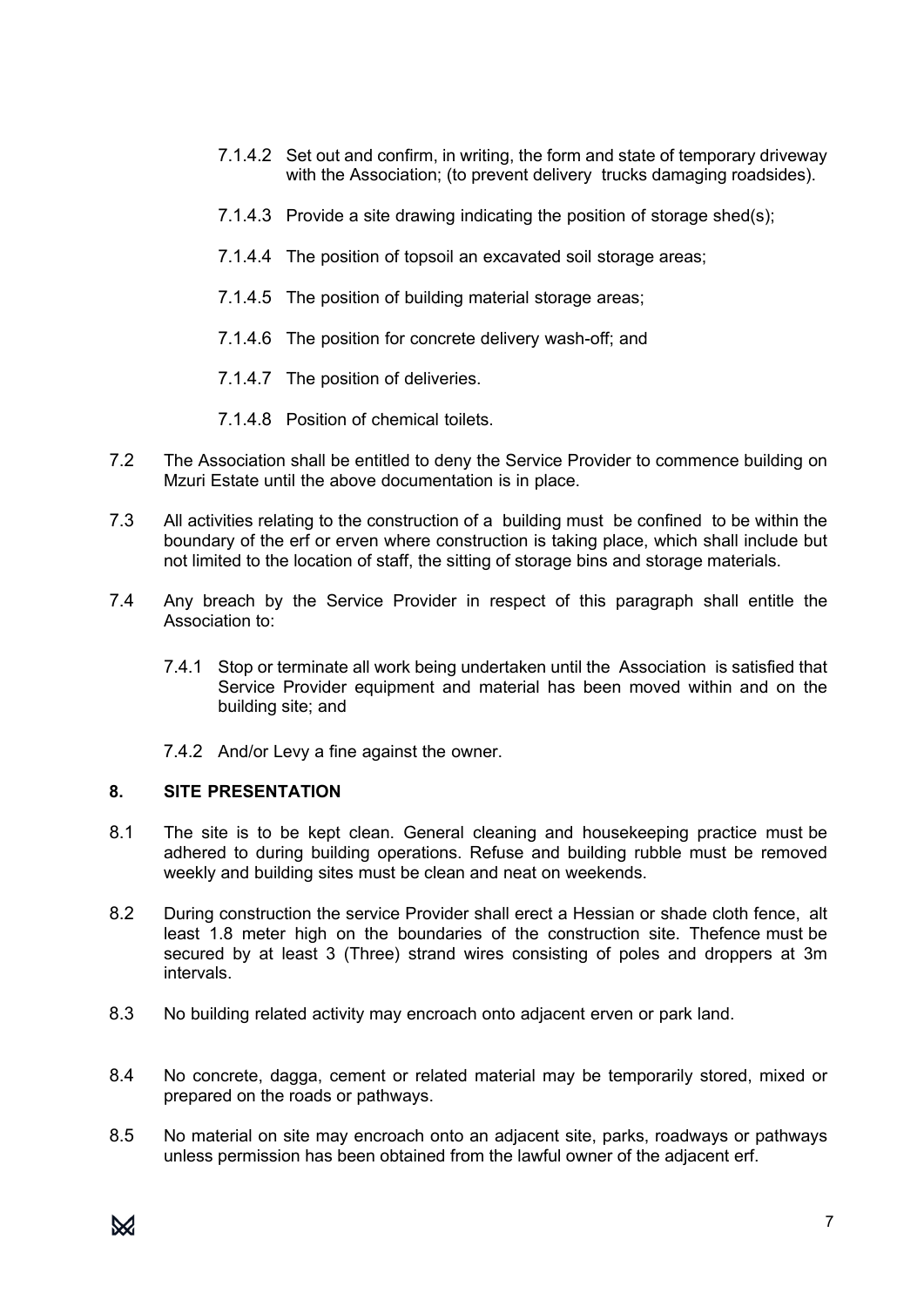7.1.4.2 Set out and confirm, in writing, the form and state of temporary driveway with the Association; (to prevent delivery trucks damaging roadsides).

7.1.4.3 Provide a site drawing indicating the position of storage shed(s);

7.1.4.4 The position of topsoil an excavated soil storage areas;

7.1.4.5 The position of building material storage areas;

7.1.4.6 The position for concrete delivery wash-off; and

7.1.4.7 The position of deliveries.

7.1.4.8 Position of chemical toilets.

7.2 The Association shall be entitled to deny the Service Provider to commence building on Mzuri Estate until the above documentation is in place.

7.3 All activities relating to the construction of a building must be confined to be within the boundary of the erf or erven where construction is taking place, which shall include but not limited to the location of staff, the sitting of storage bins and storage materials.

7.4 Any breach by the Service Provider in respect of this paragraph shall entitle the Association to:

7.4.1 Stop or terminate all work being undertaken until the Association is satisfied that Service Provider equipment and material has been moved within and on the building site; and

7.4.2 And/or Levy a fine against the owner.

## 8. SITE PRESENTATION

8.1 The site is to be kept clean. General cleaning and housekeeping practice must be adhered to during building operations. Refuse and building rubble must be removed weekly and building sites must be clean and neat on weekends.

8.2 During construction the service Provider shall erect a Hessian or shade cloth fence, alt least 1.8 meter high on the boundaries of the construction site. Thefence must be secured by at least 3 (Three) strand wires consisting of poles and droppers at 3m intervals.

8.3 No building related activity may encroach onto adjacent erven or park land.

8.4 No concrete, dagga, cement or related material may be temporarily stored, mixed or prepared on the roads or pathways.

8.5 No material on site may encroach onto an adjacent site, parks, roadways or pathways unless permission has been obtained from the lawful owner of the adjacent erf.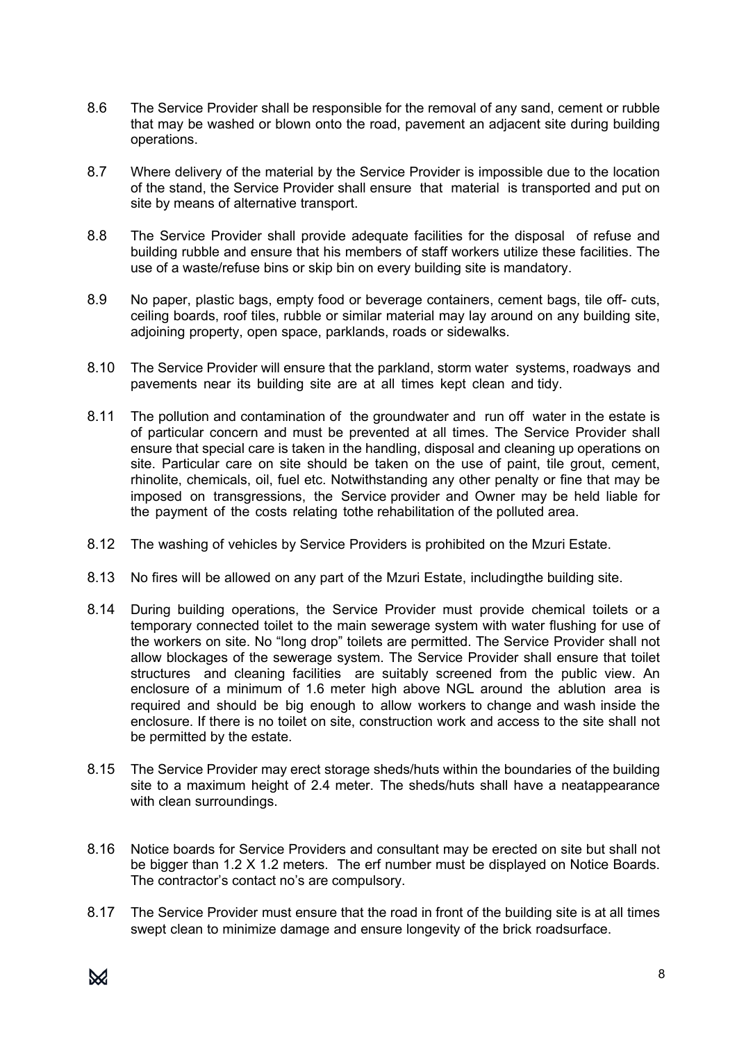8.6 The Service Provider shall be responsible for the removal of any sand, cement or rubble that may be washed or blown onto the road, pavement an adjacent site during building operations.

8.7 Where delivery of the material by the Service Provider is impossible due to the location of the stand, the Service Provider shall ensure that material is transported and put on site by means of alternative transport.

8.8 The Service Provider shall provide adequate facilities for the disposal of refuse and building rubble and ensure that his members of staff workers utilize these facilities. The use of a waste/refuse bins or skip bin on every building site is mandatory.

8.9 No paper, plastic bags, empty food or beverage containers, cement bags, tile off- cuts, ceiling boards, roof tiles, rubble or similar material may lay around on any building site, adjoining property, open space, parklands, roads or sidewalks.

8.10 The Service Provider will ensure that the parkland, storm water systems, roadways and pavements near its building site are at all times kept clean and tidy.

8.11 The pollution and contamination of the groundwater and run off water in the estate is of particular concern and must be prevented at all times. The Service Provider shall ensure that special care is taken in the handling, disposal and cleaning up operations on site. Particular care on site should be taken on the use of paint, tile grout, cement, rhinolite, chemicals, oil, fuel etc. Notwithstanding any other penalty or fine that may be imposed on transgressions, the Service provider and Owner may be held liable for the payment of the costs relating tothe rehabilitation of the polluted area.

8.12 The washing of vehicles by Service Providers is prohibited on the Mzuri Estate.

8.13 No fires will be allowed on any part of the Mzuri Estate, includingthe building site.

8.14 During building operations, the Service Provider must provide chemical toilets or a temporary connected toilet to the main sewerage system with water flushing for use of the workers on site. No "long drop" toilets are permitted. The Service Provider shall not allow blockages of the sewerage system. The Service Provider shall ensure that toilet structures and cleaning facilities are suitably screened from the public view. An enclosure of a minimum of 1.6 meter high above NGL around the ablution area is required and should be big enough to allow workers to change and wash inside the enclosure. If there is no toilet on site, construction work and access to the site shall not be permitted by the estate.

8.15 The Service Provider may erect storage sheds/huts within the boundaries of the building site to a maximum height of 2.4 meter. The sheds/huts shall have a neatappearance with clean surroundings.

8.16 Notice boards for Service Providers and consultant may be erected on site but shall not be bigger than 1.2 X 1.2 meters. The erf number must be displayed on Notice Boards. The contractor's contact no's are compulsory.

8.17 The Service Provider must ensure that the road in front of the building site is at all times swept clean to minimize damage and ensure longevity of the brick roadsurface.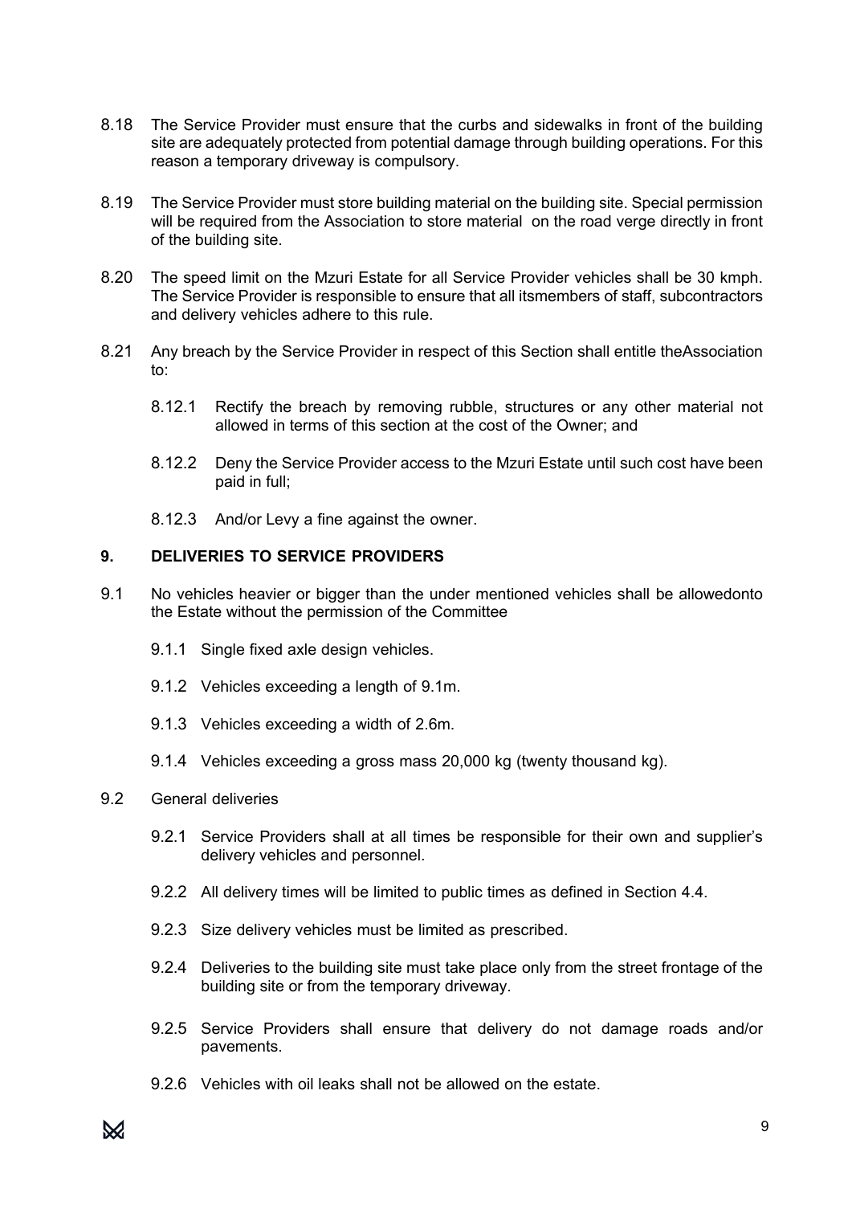8.18 The Service Provider must ensure that the curbs and sidewalks in front of the building site are adequately protected from potential damage through building operations. For this reason a temporary driveway is compulsory.

8.19 The Service Provider must store building material on the building site. Special permission will be required from the Association to store material on the road verge directly in front of the building site.

8.20 The speed limit on the Mzuri Estate for all Service Provider vehicles shall be 30 kmph. The Service Provider is responsible to ensure that all itsmembers of staff, subcontractors and delivery vehicles adhere to this rule.

8.21 Any breach by the Service Provider in respect of this Section shall entitle theAssociation to:

  8.12.1 Rectify the breach by removing rubble, structures or any other material not allowed in terms of this section at the cost of the Owner; and

  8.12.2 Deny the Service Provider access to the Mzuri Estate until such cost have been paid in full;

  8.12.3 And/or Levy a fine against the owner.

## 9. DELIVERIES TO SERVICE PROVIDERS

9.1 No vehicles heavier or bigger than the under mentioned vehicles shall be allowedonto the Estate without the permission of the Committee

  9.1.1 Single fixed axle design vehicles.

  9.1.2 Vehicles exceeding a length of 9.1m.

  9.1.3 Vehicles exceeding a width of 2.6m.

  9.1.4 Vehicles exceeding a gross mass 20,000 kg (twenty thousand kg).

9.2 General deliveries

  9.2.1 Service Providers shall at all times be responsible for their own and supplier's delivery vehicles and personnel.

  9.2.2 All delivery times will be limited to public times as defined in Section 4.4.

  9.2.3 Size delivery vehicles must be limited as prescribed.

  9.2.4 Deliveries to the building site must take place only from the street frontage of the building site or from the temporary driveway.

  9.2.5 Service Providers shall ensure that delivery do not damage roads and/or pavements.

  9.2.6 Vehicles with oil leaks shall not be allowed on the estate.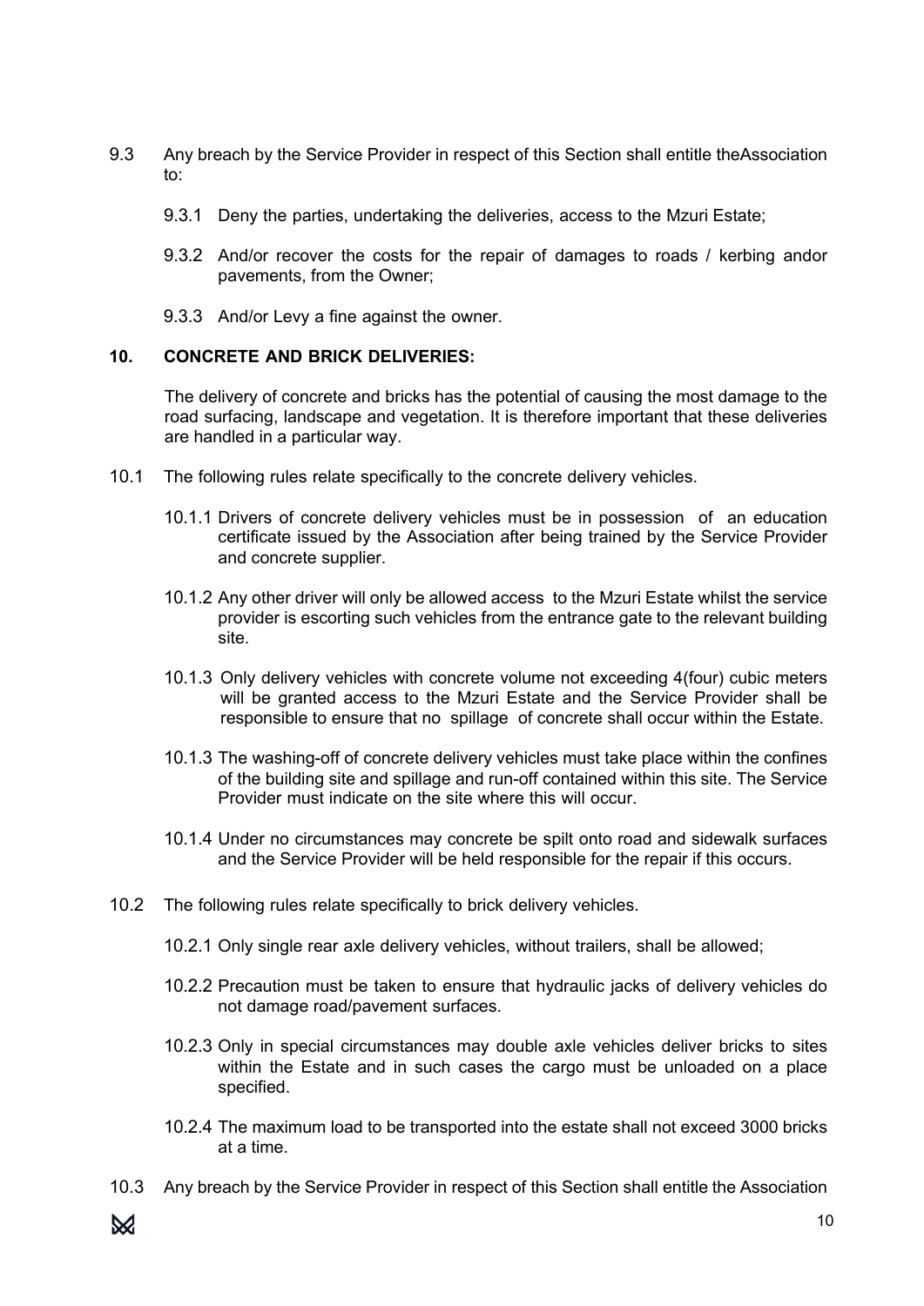9.3 Any breach by the Service Provider in respect of this Section shall entitle theAssociation to:

9.3.1 Deny the parties, undertaking the deliveries, access to the Mzuri Estate;

9.3.2 And/or recover the costs for the repair of damages to roads / kerbing andor pavements, from the Owner;

9.3.3 And/or Levy a fine against the owner.

## 10. CONCRETE AND BRICK DELIVERIES:

The delivery of concrete and bricks has the potential of causing the most damage to the road surfacing, landscape and vegetation. It is therefore important that these deliveries are handled in a particular way.

10.1 The following rules relate specifically to the concrete delivery vehicles.

10.1.1 Drivers of concrete delivery vehicles must be in possession of an education certificate issued by the Association after being trained by the Service Provider and concrete supplier.

10.1.2 Any other driver will only be allowed access to the Mzuri Estate whilst the service provider is escorting such vehicles from the entrance gate to the relevant building site.

10.1.3 Only delivery vehicles with concrete volume not exceeding 4(four) cubic meters will be granted access to the Mzuri Estate and the Service Provider shall be responsible to ensure that no spillage of concrete shall occur within the Estate.

10.1.3 The washing-off of concrete delivery vehicles must take place within the confines of the building site and spillage and run-off contained within this site. The Service Provider must indicate on the site where this will occur.

10.1.4 Under no circumstances may concrete be spilt onto road and sidewalk surfaces and the Service Provider will be held responsible for the repair if this occurs.

10.2 The following rules relate specifically to brick delivery vehicles.

10.2.1 Only single rear axle delivery vehicles, without trailers, shall be allowed;

10.2.2 Precaution must be taken to ensure that hydraulic jacks of delivery vehicles do not damage road/pavement surfaces.

10.2.3 Only in special circumstances may double axle vehicles deliver bricks to sites within the Estate and in such cases the cargo must be unloaded on a place specified.

10.2.4 The maximum load to be transported into the estate shall not exceed 3000 bricks at a time.

10.3 Any breach by the Service Provider in respect of this Section shall entitle the Association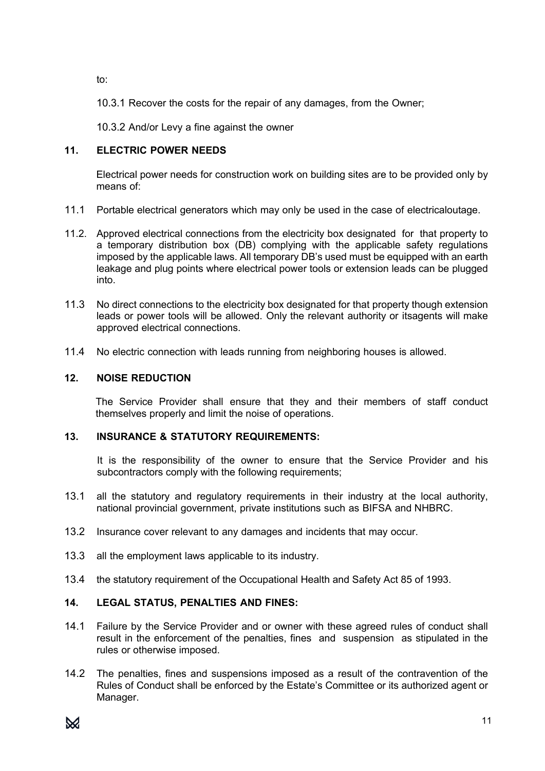to:

10.3.1 Recover the costs for the repair of any damages, from the Owner;

10.3.2 And/or Levy a fine against the owner

## 11. ELECTRIC POWER NEEDS

Electrical power needs for construction work on building sites are to be provided only by means of:

11.1 Portable electrical generators which may only be used in the case of electricaloutage.

11.2. Approved electrical connections from the electricity box designated for that property to a temporary distribution box (DB) complying with the applicable safety regulations imposed by the applicable laws. All temporary DB's used must be equipped with an earth leakage and plug points where electrical power tools or extension leads can be plugged into.

11.3 No direct connections to the electricity box designated for that property though extension leads or power tools will be allowed. Only the relevant authority or itsagents will make approved electrical connections.

11.4 No electric connection with leads running from neighboring houses is allowed.

## 12. NOISE REDUCTION

The Service Provider shall ensure that they and their members of staff conduct themselves properly and limit the noise of operations.

## 13. INSURANCE & STATUTORY REQUIREMENTS:

It is the responsibility of the owner to ensure that the Service Provider and his subcontractors comply with the following requirements;

13.1 all the statutory and regulatory requirements in their industry at the local authority, national provincial government, private institutions such as BIFSA and NHBRC.

13.2 Insurance cover relevant to any damages and incidents that may occur.

13.3 all the employment laws applicable to its industry.

13.4 the statutory requirement of the Occupational Health and Safety Act 85 of 1993.

## 14. LEGAL STATUS, PENALTIES AND FINES:

14.1 Failure by the Service Provider and or owner with these agreed rules of conduct shall result in the enforcement of the penalties, fines and suspension as stipulated in the rules or otherwise imposed.

14.2 The penalties, fines and suspensions imposed as a result of the contravention of the Rules of Conduct shall be enforced by the Estate's Committee or its authorized agent or Manager.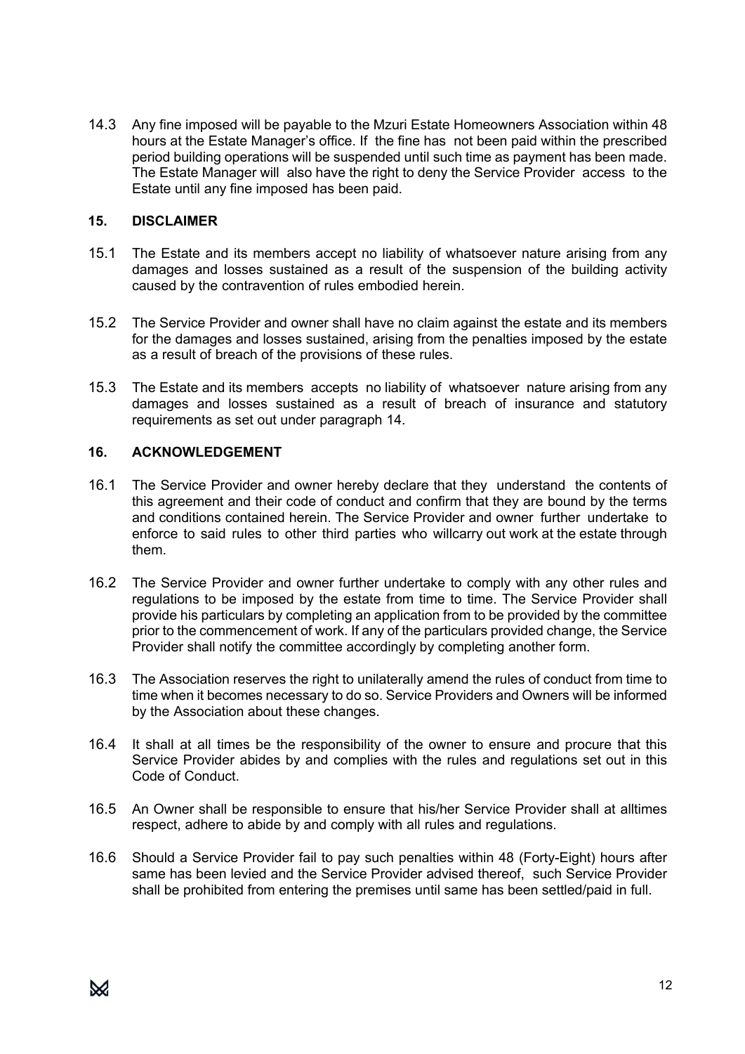14.3 Any fine imposed will be payable to the Mzuri Estate Homeowners Association within 48 hours at the Estate Manager's office. If the fine has not been paid within the prescribed period building operations will be suspended until such time as payment has been made. The Estate Manager will also have the right to deny the Service Provider access to the Estate until any fine imposed has been paid.

## 15. DISCLAIMER

15.1 The Estate and its members accept no liability of whatsoever nature arising from any damages and losses sustained as a result of the suspension of the building activity caused by the contravention of rules embodied herein.

15.2 The Service Provider and owner shall have no claim against the estate and its members for the damages and losses sustained, arising from the penalties imposed by the estate as a result of breach of the provisions of these rules.

15.3 The Estate and its members accepts no liability of whatsoever nature arising from any damages and losses sustained as a result of breach of insurance and statutory requirements as set out under paragraph 14.

## 16. ACKNOWLEDGEMENT

16.1 The Service Provider and owner hereby declare that they understand the contents of this agreement and their code of conduct and confirm that they are bound by the terms and conditions contained herein. The Service Provider and owner further undertake to enforce to said rules to other third parties who willcarry out work at the estate through them.

16.2 The Service Provider and owner further undertake to comply with any other rules and regulations to be imposed by the estate from time to time. The Service Provider shall provide his particulars by completing an application from to be provided by the committee prior to the commencement of work. If any of the particulars provided change, the Service Provider shall notify the committee accordingly by completing another form.

16.3 The Association reserves the right to unilaterally amend the rules of conduct from time to time when it becomes necessary to do so. Service Providers and Owners will be informed by the Association about these changes.

16.4 It shall at all times be the responsibility of the owner to ensure and procure that this Service Provider abides by and complies with the rules and regulations set out in this Code of Conduct.

16.5 An Owner shall be responsible to ensure that his/her Service Provider shall at alltimes respect, adhere to abide by and comply with all rules and regulations.

16.6 Should a Service Provider fail to pay such penalties within 48 (Forty-Eight) hours after same has been levied and the Service Provider advised thereof, such Service Provider shall be prohibited from entering the premises until same has been settled/paid in full.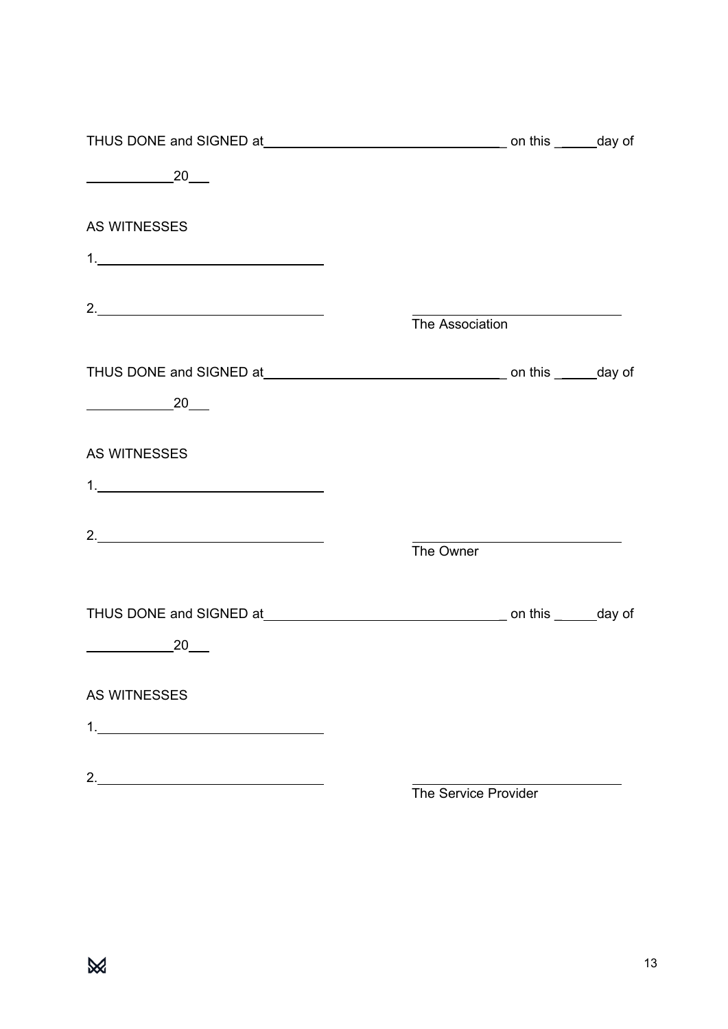THUS DONE and SIGNED at________________________________ on this ______day of

___________20___

AS WITNESSES

1.______________________________

2.______________________________

_____________________________
The Association

THUS DONE and SIGNED at________________________________ on this ______day of

___________20___

AS WITNESSES

1.______________________________

2.______________________________

_____________________________
The Owner

THUS DONE and SIGNED at________________________________ on this ______day of

___________20___

AS WITNESSES

1.______________________________

2.______________________________

_____________________________
The Service Provider